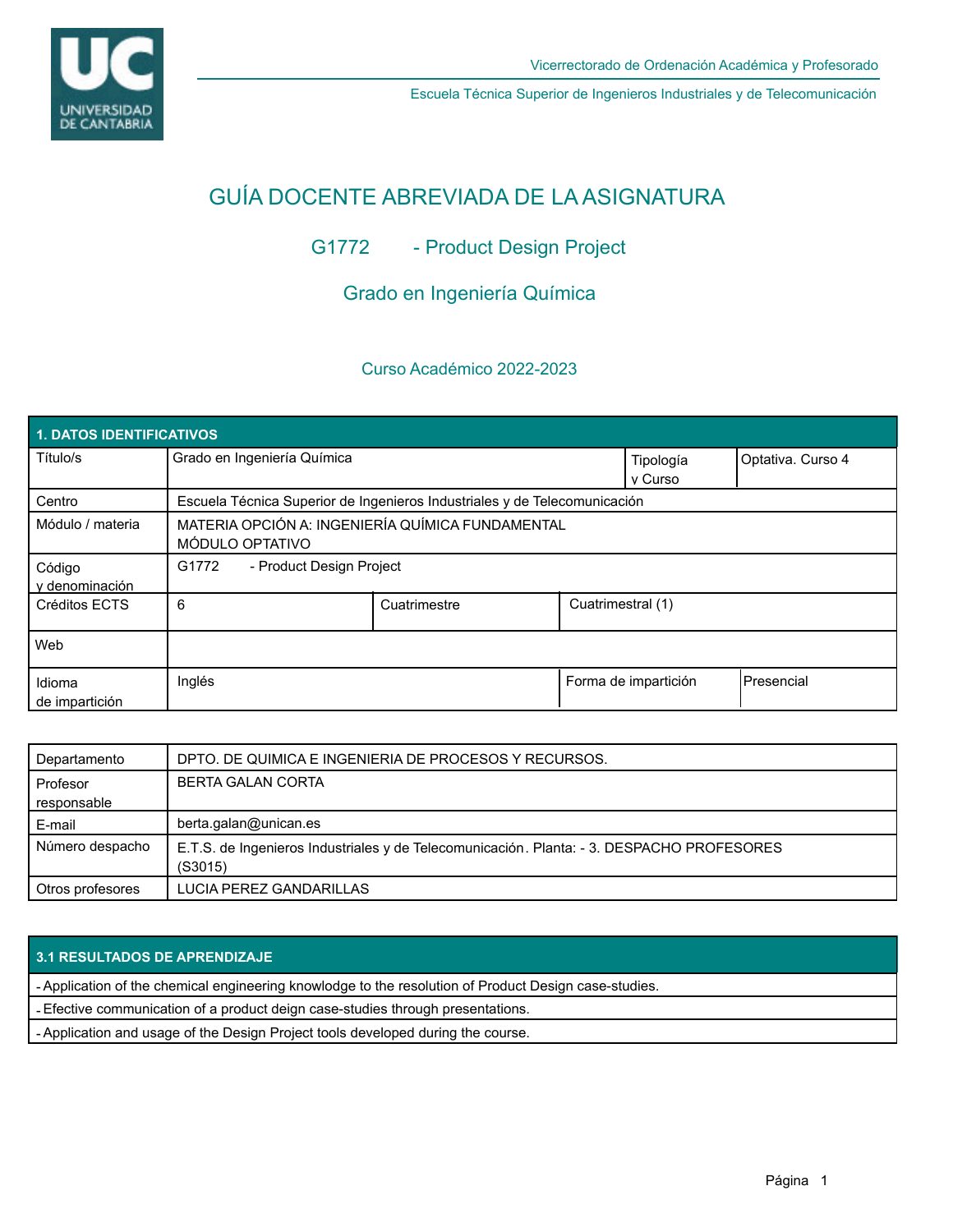Vicerrectorado de Ordenación Académica y Profesorado

Escuela Técnica Superior de Ingenieros Industriales y de Telecomunicación

# GUÍA DOCENTE ABREVIADA DE LA ASIGNATURA

## G1772 - Product Design Project

## Grado en Ingeniería Química

### Curso Académico 2022-2023

| 1. DATOS IDENTIFICATIVOS | | | | | |
|---|---|---|---|---|---|
| Título/s | Grado en Ingeniería Química | | | Tipología y Curso | Optativa. Curso 4 |
| Centro | Escuela Técnica Superior de Ingenieros Industriales y de Telecomunicación | | | | |
| Módulo / materia | MATERIA OPCIÓN A: INGENIERÍA QUÍMICA FUNDAMENTAL<br>MÓDULO OPTATIVO | | | | |
| Código y denominación | G1772 - Product Design Project | | | | |
| Créditos ECTS | 6 | Cuatrimestre | Cuatrimestral (1) | | |
| Web | | | | | |
| Idioma de impartición | Inglés | | Forma de impartición | | Presencial |

| | |
|---|---|
| Departamento | DPTO. DE QUIMICA E INGENIERIA DE PROCESOS Y RECURSOS. |
| Profesor responsable | BERTA GALAN CORTA |
| E-mail | berta.galan@unican.es |
| Número despacho | E.T.S. de Ingenieros Industriales y de Telecomunicación. Planta: - 3. DESPACHO PROFESORES (S3015) |
| Otros profesores | LUCIA PEREZ GANDARILLAS |

| 3.1 RESULTADOS DE APRENDIZAJE |
|---|
| - Application of the chemical engineering knowldge to the resolution of Product Design case-studies. |
| - Efective communication of a product deign case-studies through presentations. |
| - Application and usage of the Design Project tools developed during the course. |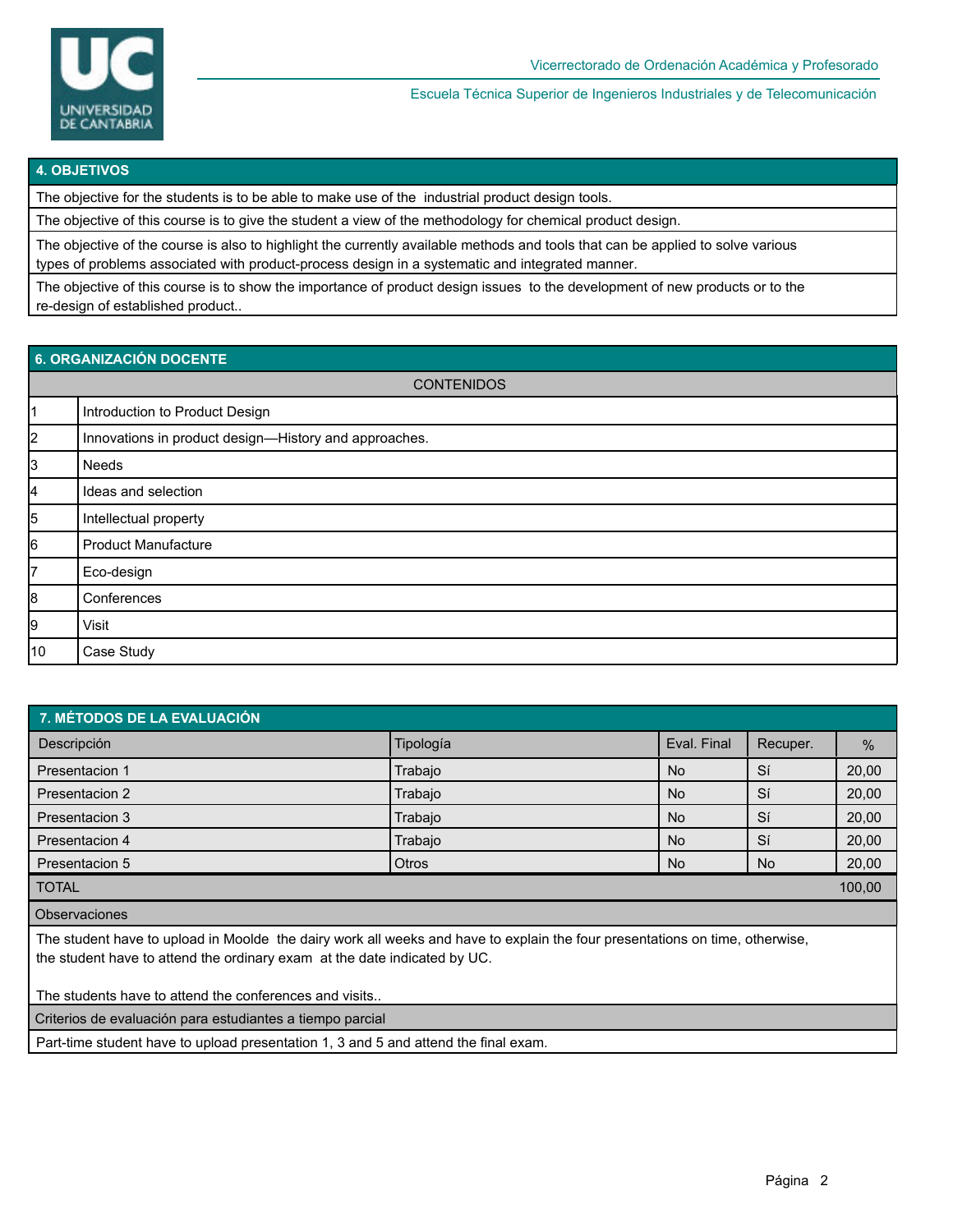## 4. OBJETIVOS

The objective for the students is to be able to make use of the industrial product design tools.

The objective of this course is to give the student a view of the methodology for chemical product design.

The objective of the course is also to highlight the currently available methods and tools that can be applied to solve various types of problems associated with product-process design in a systematic and integrated manner.

The objective of this course is to show the importance of product design issues to the development of new products or to the re-design of established product..

## 6. ORGANIZACIÓN DOCENTE

| CONTENIDOS | |
|---|---|
| 1 | Introduction to Product Design |
| 2 | Innovations in product design—History and approaches. |
| 3 | Needs |
| 4 | Ideas and selection |
| 5 | Intellectual property |
| 6 | Product Manufacture |
| 7 | Eco-design |
| 8 | Conferences |
| 9 | Visit |
| 10 | Case Study |

## 7. MÉTODOS DE LA EVALUACIÓN

| Descripción | Tipología | Eval. Final | Recuper. | % |
|---|---|---|---|---|
| Presentacion 1 | Trabajo | No | Sí | 20,00 |
| Presentacion 2 | Trabajo | No | Sí | 20,00 |
| Presentacion 3 | Trabajo | No | Sí | 20,00 |
| Presentacion 4 | Trabajo | No | Sí | 20,00 |
| Presentacion 5 | Otros | No | No | 20,00 |
| TOTAL | | | | 100,00 |

**Observaciones**

The student have to upload in Moolde the dairy work all weeks and have to explain the four presentations on time, otherwise, the student have to attend the ordinary exam at the date indicated by UC.

The students have to attend the conferences and visits..

**Criterios de evaluación para estudiantes a tiempo parcial**

Part-time student have to upload presentation 1, 3 and 5 and attend the final exam.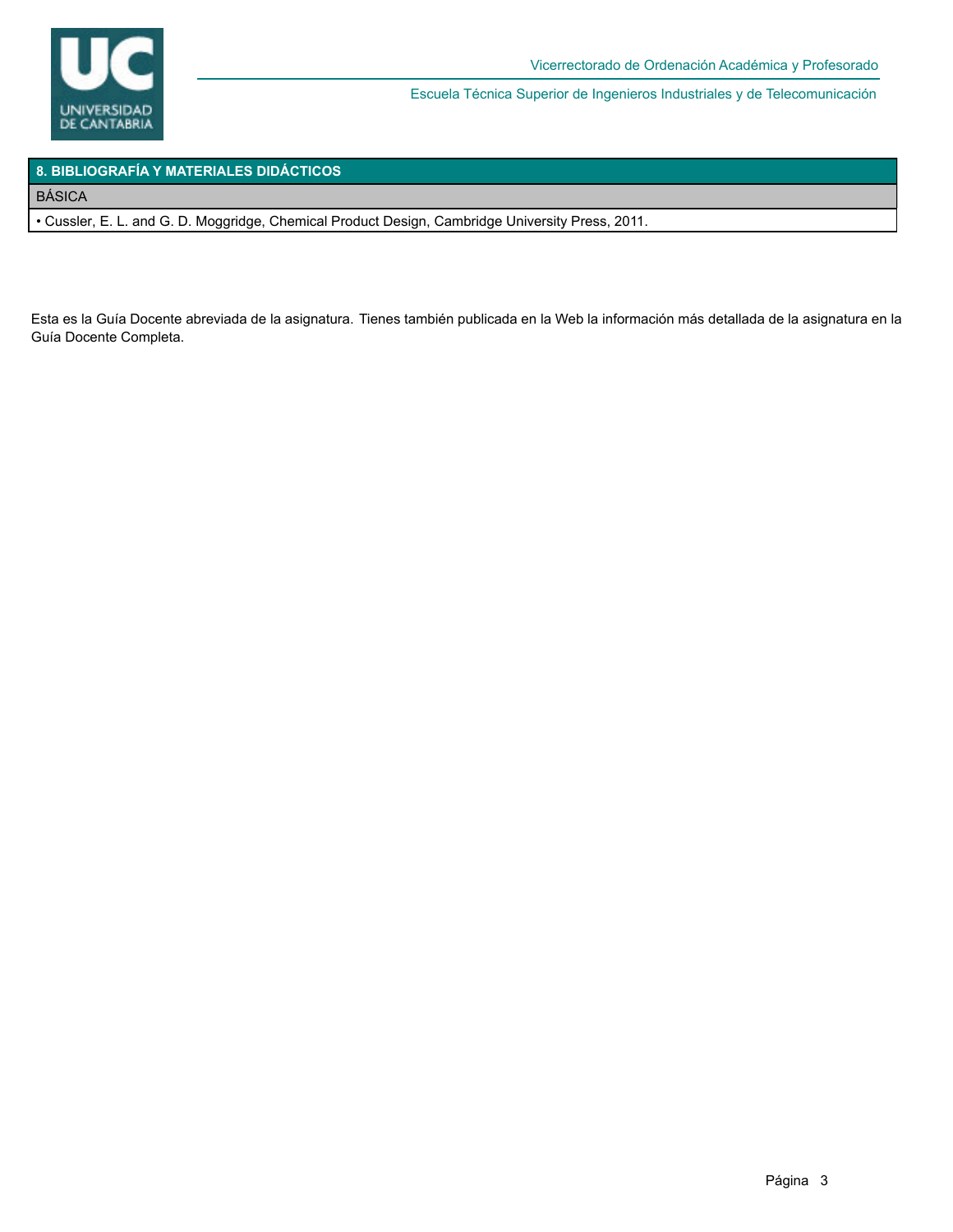## 8. BIBLIOGRAFÍA Y MATERIALES DIDÁCTICOS

| BÁSICA |
|---|
| • Cussler, E. L. and G. D. Moggridge, Chemical Product Design, Cambridge University Press, 2011. |

Esta es la Guía Docente abreviada de la asignatura. Tienes también publicada en la Web la información más detallada de la asignatura en la Guía Docente Completa.